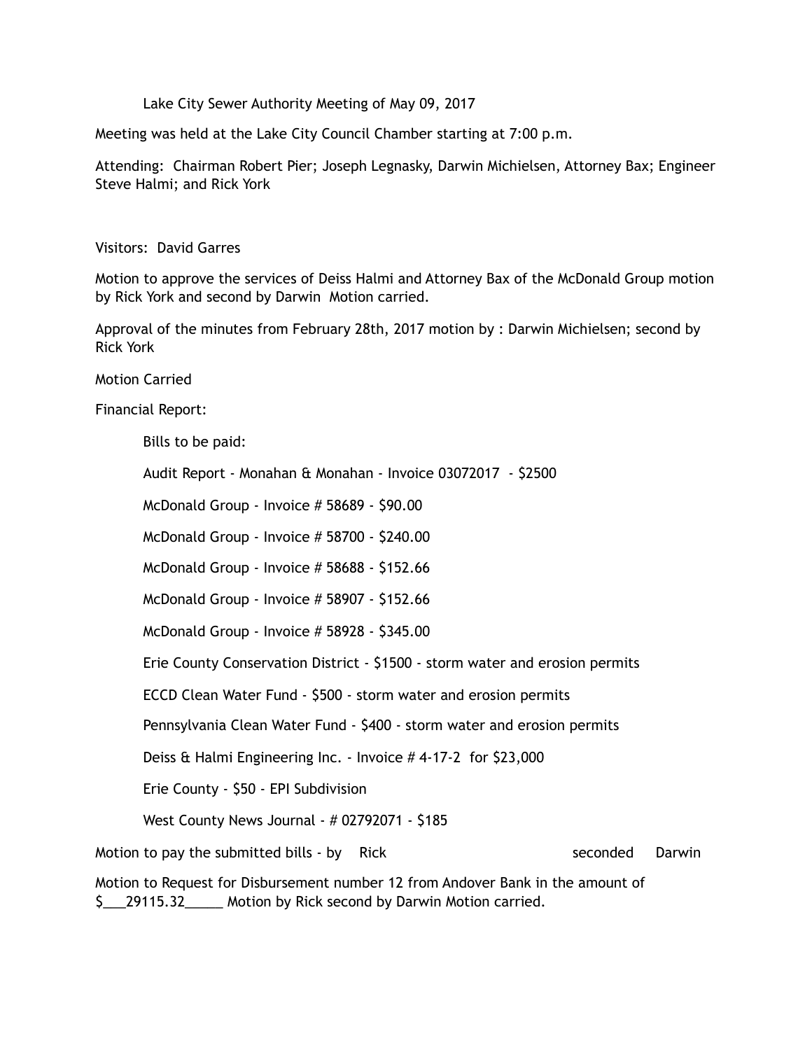# Lake City Sewer Authority Meeting of May 09, 2017

Meeting was held at the Lake City Council Chamber starting at 7:00 p.m.

Attending: Chairman Robert Pier; Joseph Legnasky, Darwin Michielsen, Attorney Bax; Engineer Steve Halmi; and Rick York

Visitors: David Garres

Motion to approve the services of Deiss Halmi and Attorney Bax of the McDonald Group motion by Rick York and second by Darwin Motion carried.

Approval of the minutes from February 28th, 2017 motion by : Darwin Michielsen; second by Rick York

Motion Carried

Financial Report:

Bills to be paid:

Audit Report - Monahan & Monahan - Invoice 03072017 - $2500

McDonald Group - Invoice # 58689 - $90.00

McDonald Group - Invoice # 58700 - $240.00

McDonald Group - Invoice # 58688 - $152.66

McDonald Group - Invoice # 58907 - $152.66

McDonald Group - Invoice # 58928 - $345.00

Erie County Conservation District - $1500 - storm water and erosion permits

ECCD Clean Water Fund - $500 - storm water and erosion permits

Pennsylvania Clean Water Fund - $400 - storm water and erosion permits

Deiss & Halmi Engineering Inc. - Invoice # 4-17-2 for $23,000

Erie County - $50 - EPI Subdivision

West County News Journal - # 02792071 - $185

Motion to pay the submitted bills - by Rick seconded Darwin

Motion to Request for Disbursement number 12 from Andover Bank in the amount of $___29115.32_____ Motion by Rick second by Darwin Motion carried.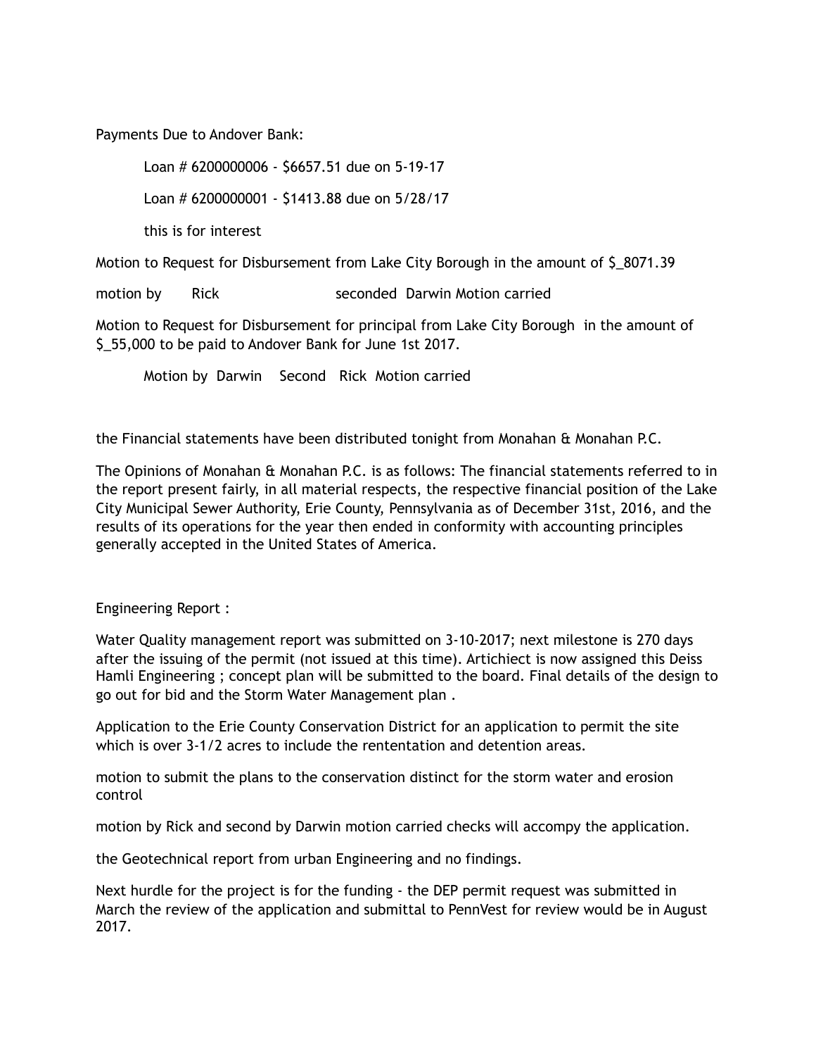Payments Due to Andover Bank:

Loan # 6200000006 - $6657.51 due on 5-19-17

Loan # 6200000001 - $1413.88 due on 5/28/17

this is for interest

Motion to Request for Disbursement from Lake City Borough in the amount of $_8071.39

motion by Rick seconded Darwin Motion carried

Motion to Request for Disbursement for principal from Lake City Borough in the amount of $_55,000 to be paid to Andover Bank for June 1st 2017.

Motion by Darwin Second Rick Motion carried

the Financial statements have been distributed tonight from Monahan & Monahan P.C.

The Opinions of Monahan & Monahan P.C. is as follows: The financial statements referred to in the report present fairly, in all material respects, the respective financial position of the Lake City Municipal Sewer Authority, Erie County, Pennsylvania as of December 31st, 2016, and the results of its operations for the year then ended in conformity with accounting principles generally accepted in the United States of America.

Engineering Report :

Water Quality management report was submitted on 3-10-2017; next milestone is 270 days after the issuing of the permit (not issued at this time). Artichiect is now assigned this Deiss Hamli Engineering ; concept plan will be submitted to the board. Final details of the design to go out for bid and the Storm Water Management plan .

Application to the Erie County Conservation District for an application to permit the site which is over 3-1/2 acres to include the rententation and detention areas.

motion to submit the plans to the conservation distinct for the storm water and erosion control

motion by Rick and second by Darwin motion carried checks will accompy the application.

the Geotechnical report from urban Engineering and no findings.

Next hurdle for the project is for the funding - the DEP permit request was submitted in March the review of the application and submittal to PennVest for review would be in August 2017.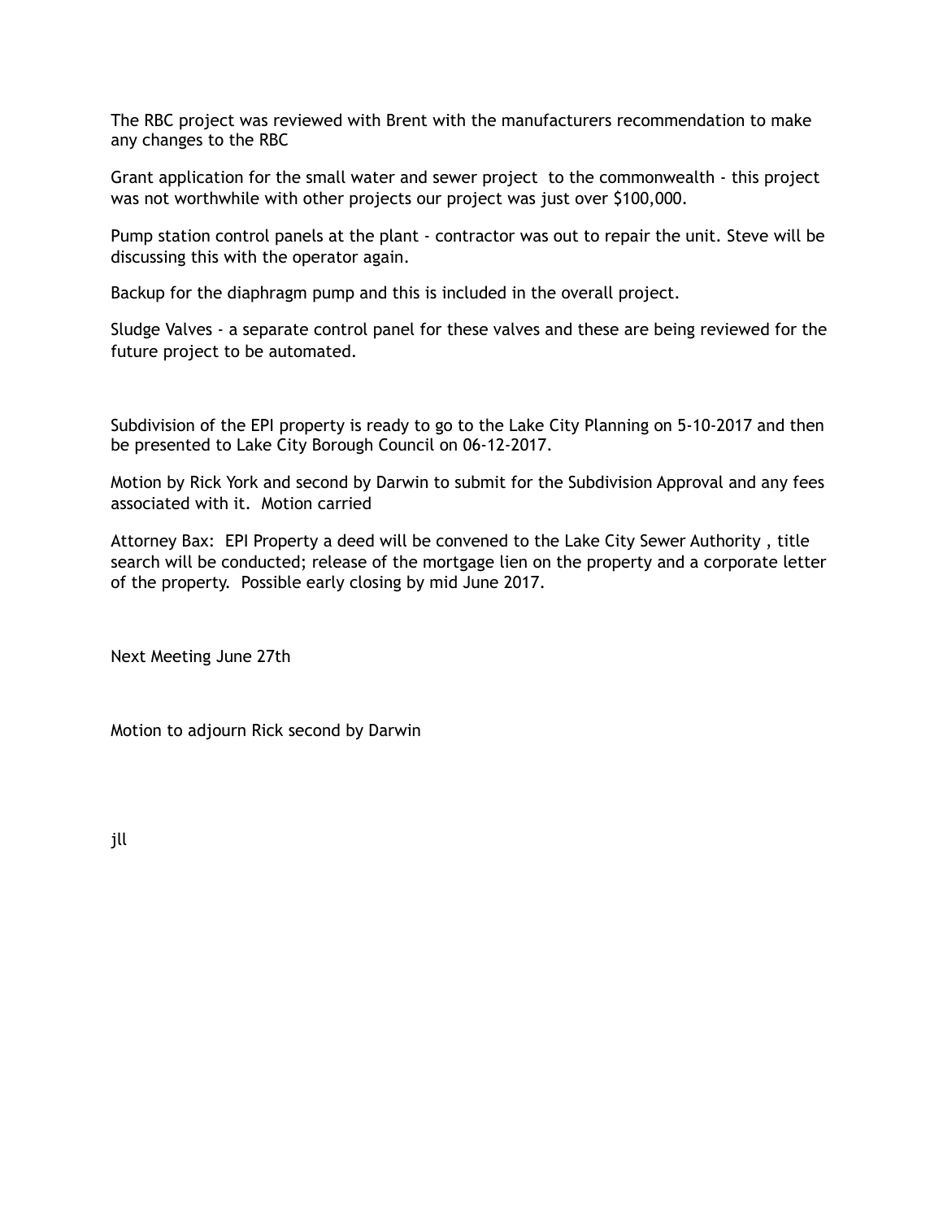The RBC project was reviewed with Brent with the manufacturers recommendation to make any changes to the RBC

Grant application for the small water and sewer project to the commonwealth - this project was not worthwhile with other projects our project was just over $100,000.

Pump station control panels at the plant - contractor was out to repair the unit. Steve will be discussing this with the operator again.

Backup for the diaphragm pump and this is included in the overall project.

Sludge Valves - a separate control panel for these valves and these are being reviewed for the future project to be automated.

Subdivision of the EPI property is ready to go to the Lake City Planning on 5-10-2017 and then be presented to Lake City Borough Council on 06-12-2017.

Motion by Rick York and second by Darwin to submit for the Subdivision Approval and any fees associated with it. Motion carried

Attorney Bax: EPI Property a deed will be convened to the Lake City Sewer Authority , title search will be conducted; release of the mortgage lien on the property and a corporate letter of the property. Possible early closing by mid June 2017.

Next Meeting June 27th

Motion to adjourn Rick second by Darwin

jll